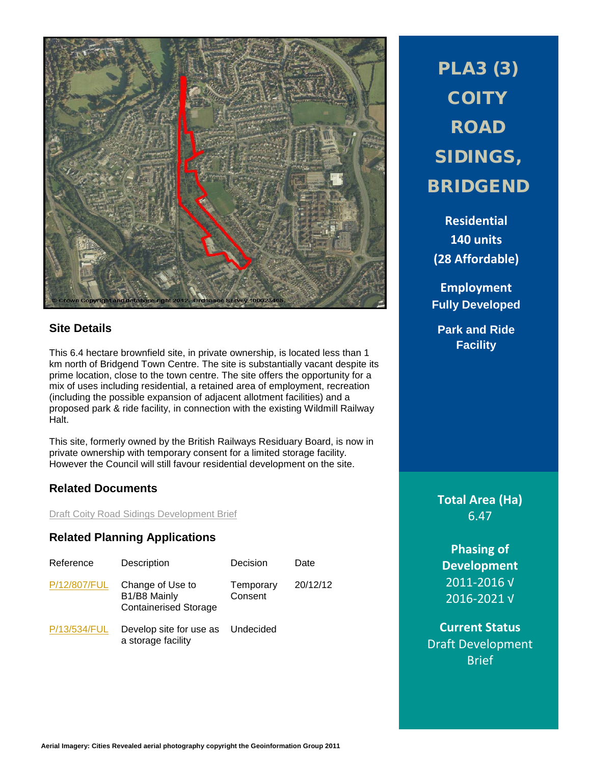# PLA3 (3) COITY ROAD SIDINGS, BRIDGEND

**Residential**
**140 units**
**(28 Affordable)**

**Employment**
**Fully Developed**

**Park and Ride Facility**

## Site Details

This 6.4 hectare brownfield site, in private ownership, is located less than 1 km north of Bridgend Town Centre. The site is substantially vacant despite its prime location, close to the town centre. The site offers the opportunity for a mix of uses including residential, a retained area of employment, recreation (including the possible expansion of adjacent allotment facilities) and a proposed park & ride facility, in connection with the existing Wildmill Railway Halt.

This site, formerly owned by the British Railways Residuary Board, is now in private ownership with temporary consent for a limited storage facility. However the Council will still favour residential development on the site.

## Related Documents

Draft Coity Road Sidings Development Brief

## Related Planning Applications

| Reference | Description | Decision | Date |
|---|---|---|---|
| P/12/807/FUL | Change of Use to B1/B8 Mainly Containerised Storage | Temporary Consent | 20/12/12 |
| P/13/534/FUL | Develop site for use as a storage facility | Undecided | |

**Total Area (Ha)**
6.47

**Phasing of Development**
2011-2016 √
2016-2021 √

**Current Status**
Draft Development Brief

Aerial Imagery: Cities Revealed aerial photography copyright the Geoinformation Group 2011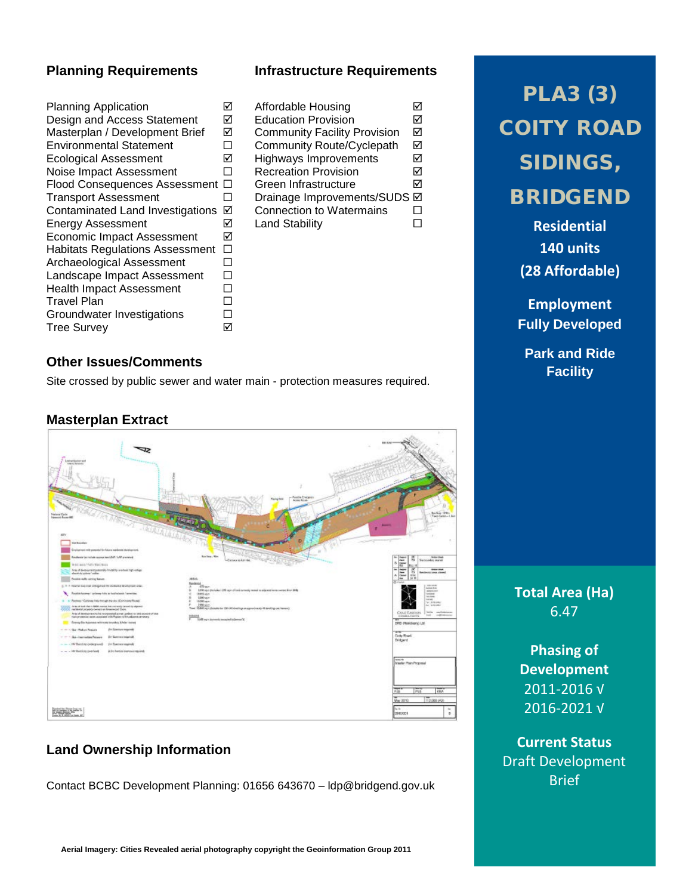# PLA3 (3) COITY ROAD SIDINGS, BRIDGEND

**Residential**
**140 units**
**(28 Affordable)**

**Employment**
**Fully Developed**

**Park and Ride Facility**

**Total Area (Ha)**
6.47

**Phasing of Development**
2011-2016 √
2016-2021 √

**Current Status**
Draft Development Brief

## Planning Requirements

| | |
|---|---|
| Planning Application | ☑ |
| Design and Access Statement | ☑ |
| Masterplan / Development Brief | ☑ |
| Environmental Statement | ☐ |
| Ecological Assessment | ☑ |
| Noise Impact Assessment | ☐ |
| Flood Consequences Assessment | ☐ |
| Transport Assessment | ☐ |
| Contaminated Land Investigations | ☑ |
| Energy Assessment | ☑ |
| Economic Impact Assessment | ☑ |
| Habitats Regulations Assessment | ☐ |
| Archaeological Assessment | ☐ |
| Landscape Impact Assessment | ☐ |
| Health Impact Assessment | ☐ |
| Travel Plan | ☐ |
| Groundwater Investigations | ☐ |
| Tree Survey | ☑ |

## Infrastructure Requirements

| | |
|---|---|
| Affordable Housing | ☑ |
| Education Provision | ☑ |
| Community Facility Provision | ☑ |
| Community Route/Cyclepath | ☑ |
| Highways Improvements | ☑ |
| Recreation Provision | ☑ |
| Green Infrastructure | ☑ |
| Drainage Improvements/SUDS | ☑ |
| Connection to Watermains | ☐ |
| Land Stability | ☐ |

## Other Issues/Comments

Site crossed by public sewer and water main - protection measures required.

## Masterplan Extract

## Land Ownership Information

Contact BCBC Development Planning: 01656 643670 – ldp@bridgend.gov.uk

Aerial Imagery: Cities Revealed aerial photography copyright the Geoinformation Group 2011